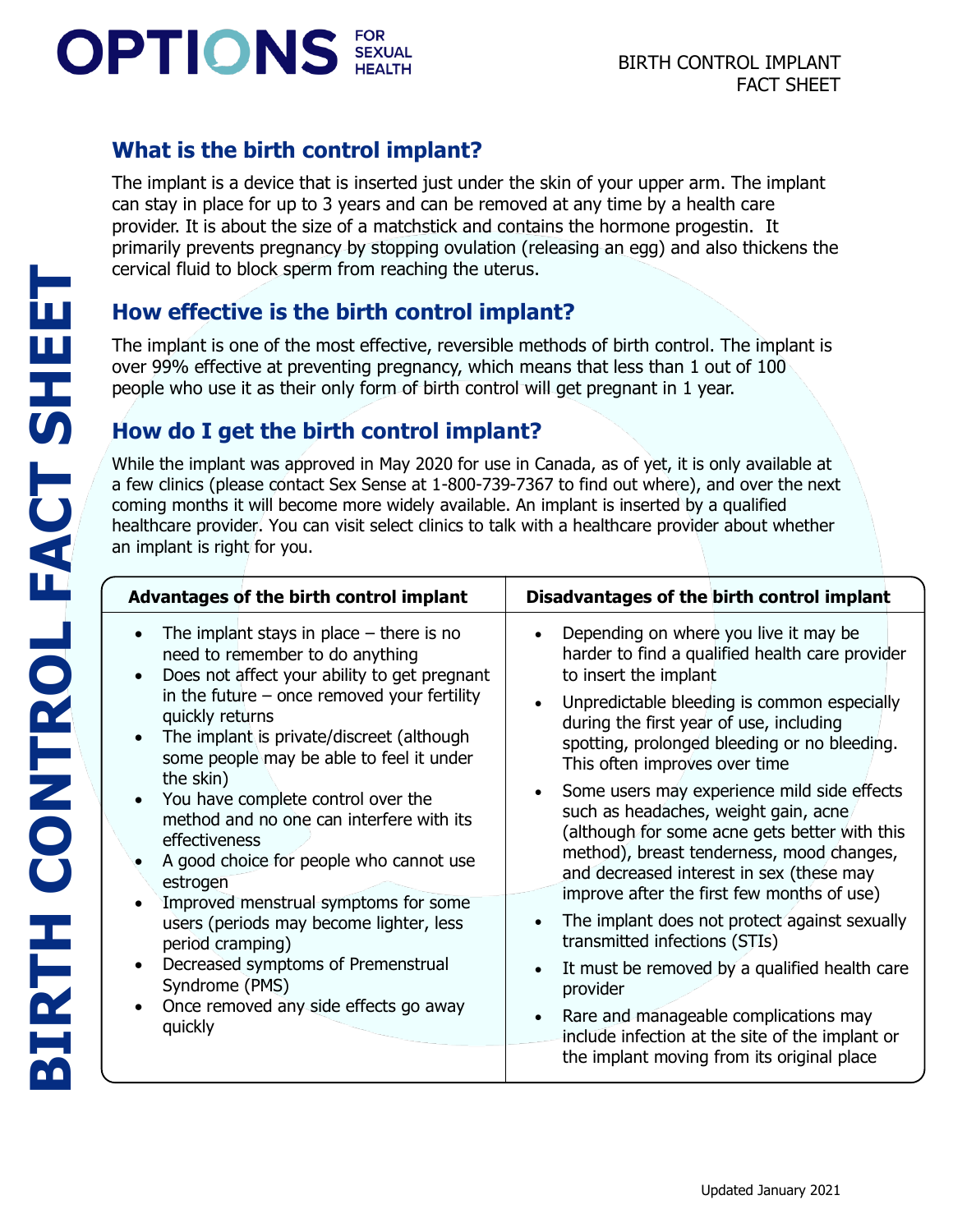# BIRTH CONTROL IMPLANT FACT SHEET

OPTIONS FOR SEXUAL HEALTH

## What is the birth control implant?

The implant is a device that is inserted just under the skin of your upper arm. The implant can stay in place for up to 3 years and can be removed at any time by a health care provider. It is about the size of a matchstick and contains the hormone progestin. It primarily prevents pregnancy by stopping ovulation (releasing an egg) and also thickens the cervical fluid to block sperm from reaching the uterus.

## How effective is the birth control implant?

The implant is one of the most effective, reversible methods of birth control. The implant is over 99% effective at preventing pregnancy, which means that less than 1 out of 100 people who use it as their only form of birth control will get pregnant in 1 year.

## How do I get the birth control implant?

While the implant was approved in May 2020 for use in Canada, as of yet, it is only available at a few clinics (please contact Sex Sense at 1-800-739-7367 to find out where), and over the next coming months it will become more widely available. An implant is inserted by a qualified healthcare provider. You can visit select clinics to talk with a healthcare provider about whether an implant is right for you.

| Advantages of the birth control implant | Disadvantages of the birth control implant |
|---|---|
| • The implant stays in place – there is no need to remember to do anything<br>• Does not affect your ability to get pregnant in the future – once removed your fertility quickly returns<br>• The implant is private/discreet (although some people may be able to feel it under the skin)<br>• You have complete control over the method and no one can interfere with its effectiveness<br>• A good choice for people who cannot use estrogen<br>• Improved menstrual symptoms for some users (periods may become lighter, less period cramping)<br>• Decreased symptoms of Premenstrual Syndrome (PMS)<br>• Once removed any side effects go away quickly | • Depending on where you live it may be harder to find a qualified health care provider to insert the implant<br>• Unpredictable bleeding is common especially during the first year of use, including spotting, prolonged bleeding or no bleeding. This often improves over time<br>• Some users may experience mild side effects such as headaches, weight gain, acne (although for some acne gets better with this method), breast tenderness, mood changes, and decreased interest in sex (these may improve after the first few months of use)<br>• The implant does not protect against sexually transmitted infections (STIs)<br>• It must be removed by a qualified health care provider<br>• Rare and manageable complications may include infection at the site of the implant or the implant moving from its original place |

Updated January 2021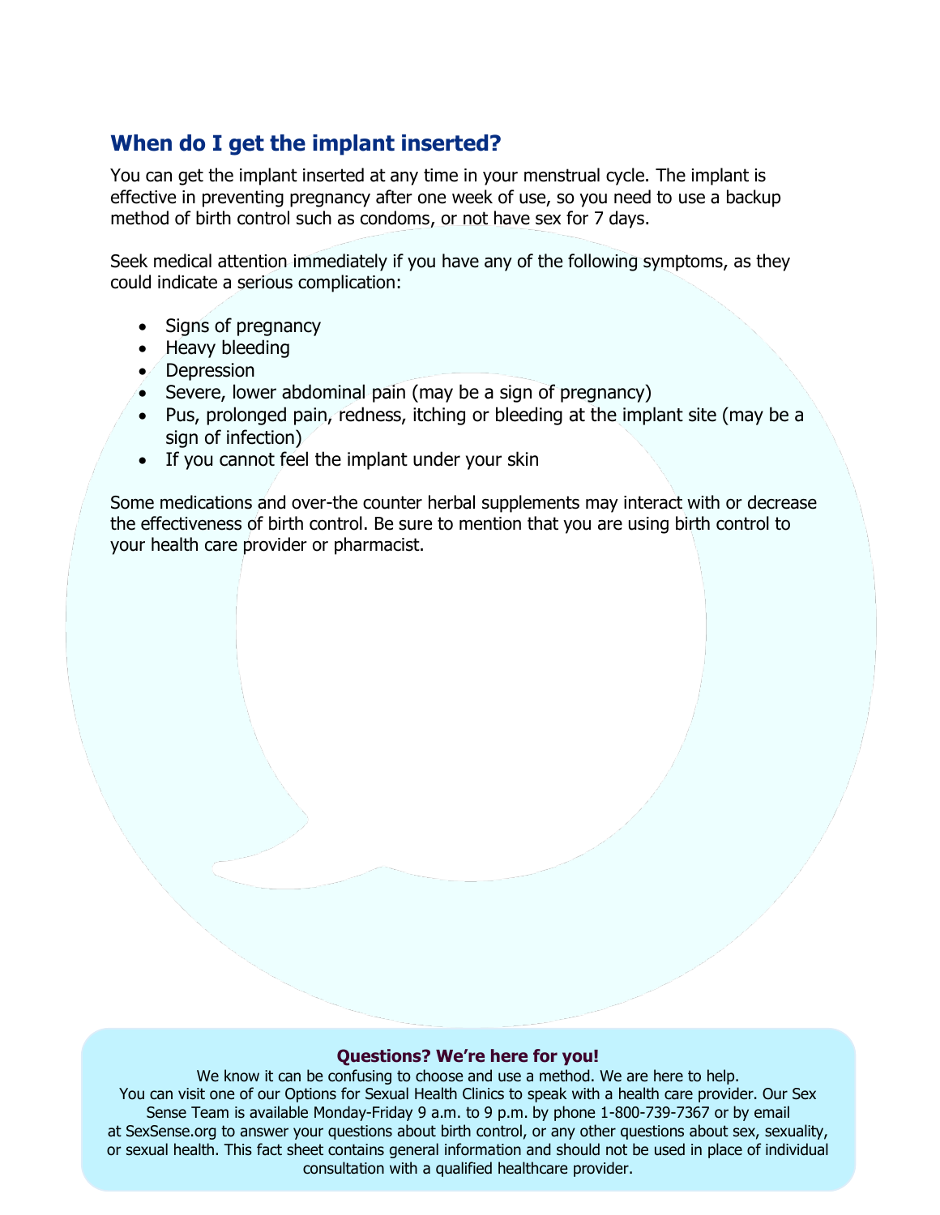## When do I get the implant inserted?

You can get the implant inserted at any time in your menstrual cycle. The implant is effective in preventing pregnancy after one week of use, so you need to use a backup method of birth control such as condoms, or not have sex for 7 days.

Seek medical attention immediately if you have any of the following symptoms, as they could indicate a serious complication:

- Signs of pregnancy
- Heavy bleeding
- Depression
- Severe, lower abdominal pain (may be a sign of pregnancy)
- Pus, prolonged pain, redness, itching or bleeding at the implant site (may be a sign of infection)
- If you cannot feel the implant under your skin

Some medications and over-the counter herbal supplements may interact with or decrease the effectiveness of birth control. Be sure to mention that you are using birth control to your health care provider or pharmacist.

**Questions? We're here for you!**

We know it can be confusing to choose and use a method. We are here to help. You can visit one of our Options for Sexual Health Clinics to speak with a health care provider. Our Sex Sense Team is available Monday-Friday 9 a.m. to 9 p.m. by phone 1-800-739-7367 or by email at SexSense.org to answer your questions about birth control, or any other questions about sex, sexuality, or sexual health. This fact sheet contains general information and should not be used in place of individual consultation with a qualified healthcare provider.